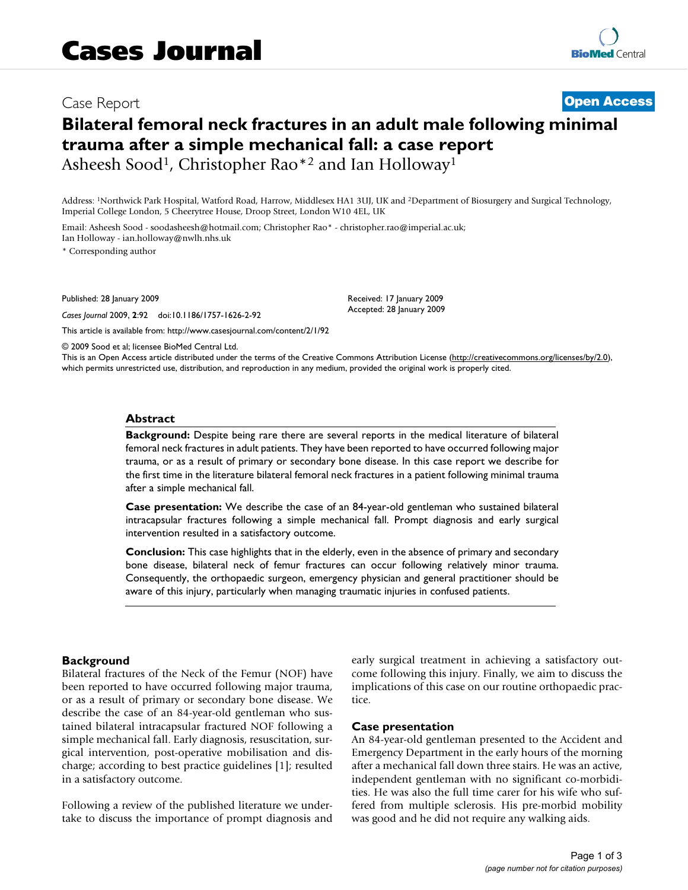# Cases Journal

Case Report

**Open Access**

# Bilateral femoral neck fractures in an adult male following minimal trauma after a simple mechanical fall: a case report

Asheesh Sood[1], Christopher Rao*[2] and Ian Holloway[1]

Address: [1]Northwick Park Hospital, Watford Road, Harrow, Middlesex HA1 3UJ, UK and [2]Department of Biosurgery and Surgical Technology, Imperial College London, 5 Cheerytree House, Droop Street, London W10 4EL, UK

Email: Asheesh Sood - soodasheesh@hotmail.com; Christopher Rao* - christopher.rao@imperial.ac.uk; Ian Holloway - ian.holloway@nwlh.nhs.uk

\* Corresponding author

Published: 28 January 2009

*Cases Journal* 2009, **2**:92 doi:10.1186/1757-1626-2-92

Received: 17 January 2009
Accepted: 28 January 2009

This article is available from: http://www.casesjournal.com/content/2/1/92

© 2009 Sood et al; licensee BioMed Central Ltd.

This is an Open Access article distributed under the terms of the Creative Commons Attribution License (http://creativecommons.org/licenses/by/2.0), which permits unrestricted use, distribution, and reproduction in any medium, provided the original work is properly cited.

## Abstract

**Background:** Despite being rare there are several reports in the medical literature of bilateral femoral neck fractures in adult patients. They have been reported to have occurred following major trauma, or as a result of primary or secondary bone disease. In this case report we describe for the first time in the literature bilateral femoral neck fractures in a patient following minimal trauma after a simple mechanical fall.

**Case presentation:** We describe the case of an 84-year-old gentleman who sustained bilateral intracapsular fractures following a simple mechanical fall. Prompt diagnosis and early surgical intervention resulted in a satisfactory outcome.

**Conclusion:** This case highlights that in the elderly, even in the absence of primary and secondary bone disease, bilateral neck of femur fractures can occur following relatively minor trauma. Consequently, the orthopaedic surgeon, emergency physician and general practitioner should be aware of this injury, particularly when managing traumatic injuries in confused patients.

## Background

Bilateral fractures of the Neck of the Femur (NOF) have been reported to have occurred following major trauma, or as a result of primary or secondary bone disease. We describe the case of an 84-year-old gentleman who sustained bilateral intracapsular fractured NOF following a simple mechanical fall. Early diagnosis, resuscitation, surgical intervention, post-operative mobilisation and discharge; according to best practice guidelines [1]; resulted in a satisfactory outcome.

Following a review of the published literature we undertake to discuss the importance of prompt diagnosis and early surgical treatment in achieving a satisfactory outcome following this injury. Finally, we aim to discuss the implications of this case on our routine orthopaedic practice.

## Case presentation

An 84-year-old gentleman presented to the Accident and Emergency Department in the early hours of the morning after a mechanical fall down three stairs. He was an active, independent gentleman with no significant co-morbidities. He was also the full time carer for his wife who suffered from multiple sclerosis. His pre-morbid mobility was good and he did not require any walking aids.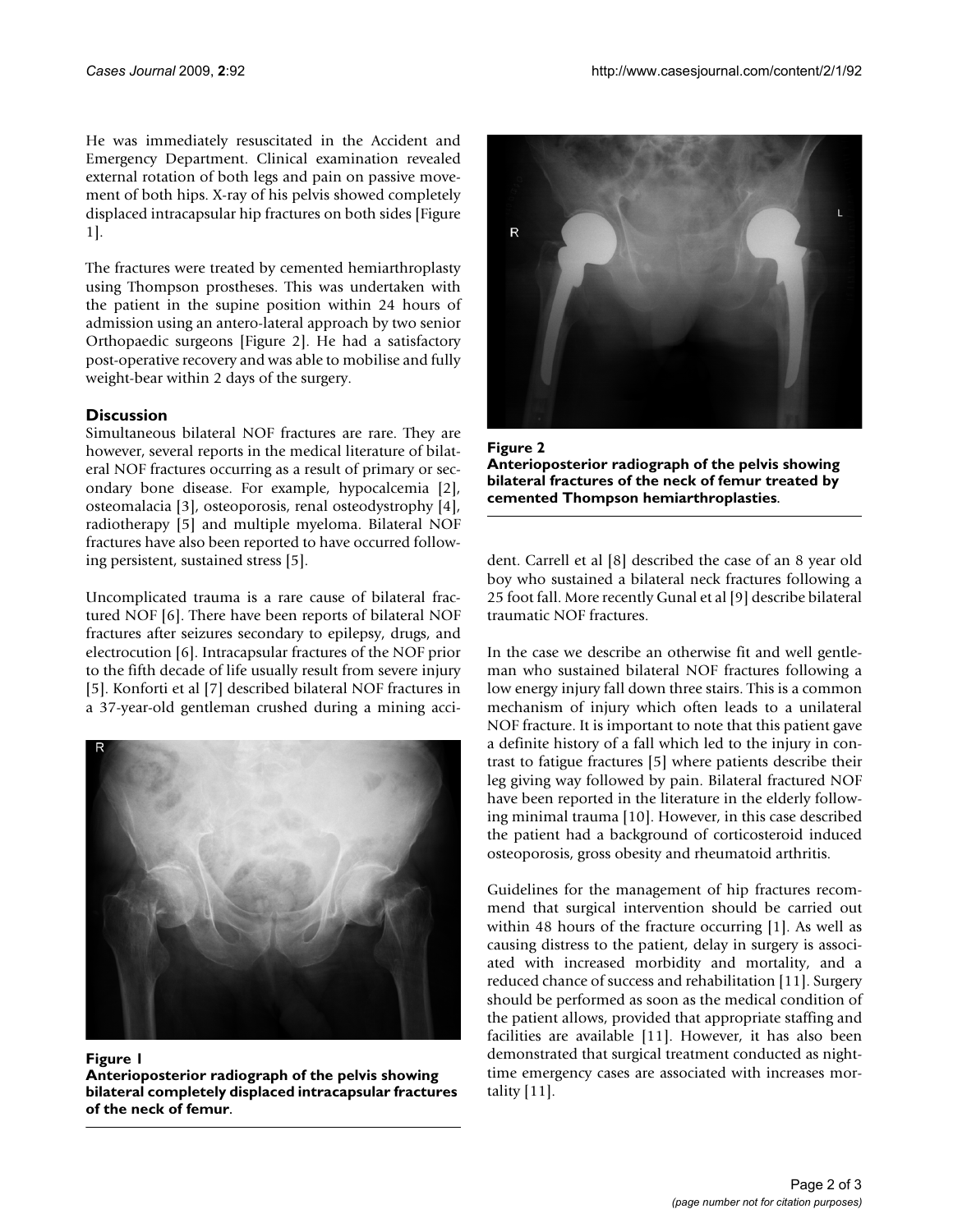He was immediately resuscitated in the Accident and Emergency Department. Clinical examination revealed external rotation of both legs and pain on passive movement of both hips. X-ray of his pelvis showed completely displaced intracapsular hip fractures on both sides [Figure 1].

The fractures were treated by cemented hemiarthroplasty using Thompson prostheses. This was undertaken with the patient in the supine position within 24 hours of admission using an antero-lateral approach by two senior Orthopaedic surgeons [Figure 2]. He had a satisfactory post-operative recovery and was able to mobilise and fully weight-bear within 2 days of the surgery.

## Discussion

Simultaneous bilateral NOF fractures are rare. They are however, several reports in the medical literature of bilateral NOF fractures occurring as a result of primary or secondary bone disease. For example, hypocalcemia [2], osteomalacia [3], osteoporosis, renal osteodystrophy [4], radiotherapy [5] and multiple myeloma. Bilateral NOF fractures have also been reported to have occurred following persistent, sustained stress [5].

Uncomplicated trauma is a rare cause of bilateral fractured NOF [6]. There have been reports of bilateral NOF fractures after seizures secondary to epilepsy, drugs, and electrocution [6]. Intracapsular fractures of the NOF prior to the fifth decade of life usually result from severe injury [5]. Konforti et al [7] described bilateral NOF fractures in a 37-year-old gentleman crushed during a mining accident. Carrell et al [8] described the case of an 8 year old boy who sustained a bilateral neck fractures following a 25 foot fall. More recently Gunal et al [9] describe bilateral traumatic NOF fractures.

**Figure 1**
**Anterioposterior radiograph of the pelvis showing bilateral completely displaced intracapsular fractures of the neck of femur**.

**Figure 2**
**Anterioposterior radiograph of the pelvis showing bilateral fractures of the neck of femur treated by cemented Thompson hemiarthroplasties**.

In the case we describe an otherwise fit and well gentleman who sustained bilateral NOF fractures following a low energy injury fall down three stairs. This is a common mechanism of injury which often leads to a unilateral NOF fracture. It is important to note that this patient gave a definite history of a fall which led to the injury in contrast to fatigue fractures [5] where patients describe their leg giving way followed by pain. Bilateral fractured NOF have been reported in the literature in the elderly following minimal trauma [10]. However, in this case described the patient had a background of corticosteroid induced osteoporosis, gross obesity and rheumatoid arthritis.

Guidelines for the management of hip fractures recommend that surgical intervention should be carried out within 48 hours of the fracture occurring [1]. As well as causing distress to the patient, delay in surgery is associated with increased morbidity and mortality, and a reduced chance of success and rehabilitation [11]. Surgery should be performed as soon as the medical condition of the patient allows, provided that appropriate staffing and facilities are available [11]. However, it has also been demonstrated that surgical treatment conducted as night-time emergency cases are associated with increases mortality [11].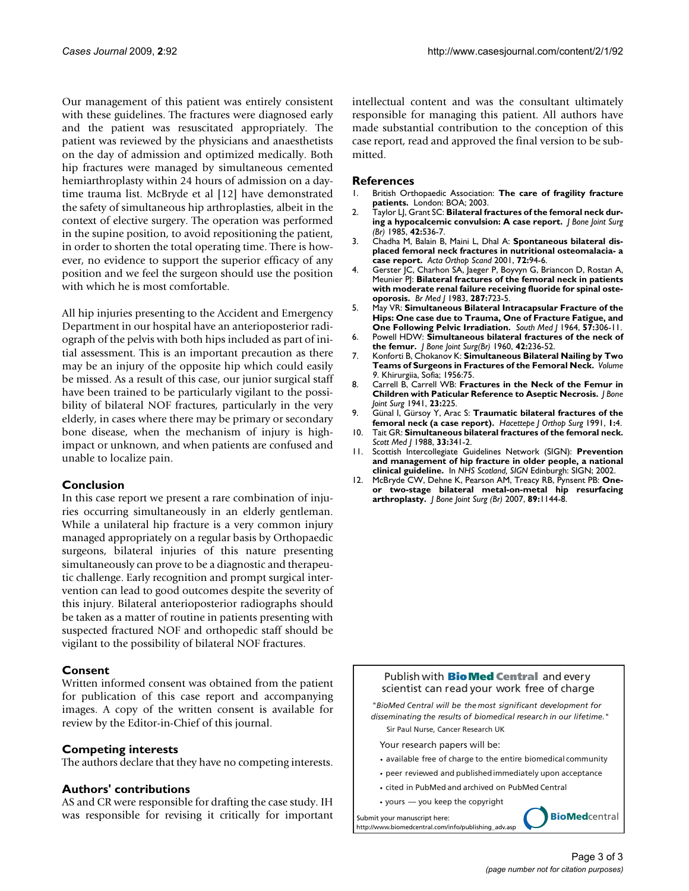Our management of this patient was entirely consistent with these guidelines. The fractures were diagnosed early and the patient was resuscitated appropriately. The patient was reviewed by the physicians and anaesthetists on the day of admission and optimized medically. Both hip fractures were managed by simultaneous cemented hemiarthroplasty within 24 hours of admission on a day-time trauma list. McBryde et al [12] have demonstrated the safety of simultaneous hip arthroplasties, albeit in the context of elective surgery. The operation was performed in the supine position, to avoid repositioning the patient, in order to shorten the total operating time. There is however, no evidence to support the superior efficacy of any position and we feel the surgeon should use the position with which he is most comfortable.

All hip injuries presenting to the Accident and Emergency Department in our hospital have an anterioposterior radiograph of the pelvis with both hips included as part of initial assessment. This is an important precaution as there may be an injury of the opposite hip which could easily be missed. As a result of this case, our junior surgical staff have been trained to be particularly vigilant to the possibility of bilateral NOF fractures, particularly in the very elderly, in cases where there may be primary or secondary bone disease, when the mechanism of injury is high-impact or unknown, and when patients are confused and unable to localize pain.

## Conclusion

In this case report we present a rare combination of injuries occurring simultaneously in an elderly gentleman. While a unilateral hip fracture is a very common injury managed appropriately on a regular basis by Orthopaedic surgeons, bilateral injuries of this nature presenting simultaneously can prove to be a diagnostic and therapeutic challenge. Early recognition and prompt surgical intervention can lead to good outcomes despite the severity of this injury. Bilateral anterioposterior radiographs should be taken as a matter of routine in patients presenting with suspected fractured NOF and orthopedic staff should be vigilant to the possibility of bilateral NOF fractures.

## Consent

Written informed consent was obtained from the patient for publication of this case report and accompanying images. A copy of the written consent is available for review by the Editor-in-Chief of this journal.

## Competing interests

The authors declare that they have no competing interests.

## Authors' contributions

AS and CR were responsible for drafting the case study. IH was responsible for revising it critically for important intellectual content and was the consultant ultimately responsible for managing this patient. All authors have made substantial contribution to the conception of this case report, read and approved the final version to be submitted.

## References

1. British Orthopaedic Association: **The care of fragility fracture patients.** London: BOA; 2003.
2. Taylor LJ, Grant SC: **Bilateral fractures of the femoral neck during a hypocalcemic convulsion: A case report.** *J Bone Joint Surg (Br)* 1985, **42:**536-7.
3. Chadha M, Balain B, Maini L, Dhal A: **Spontaneous bilateral displaced femoral neck fractures in nutritional osteomalacia- a case report.** *Acta Orthop Scand* 2001, **72:**94-6.
4. Gerster JC, Charhon SA, Jaeger P, Boyvyn G, Briancon D, Rostan A, Meunier PJ: **Bilateral fractures of the femoral neck in patients with moderate renal failure receiving fluoride for spinal osteoporosis.** *Br Med J* 1983, **287:**723-5.
5. May VR: **Simultaneous Bilateral Intracapsular Fracture of the Hips: One case due to Trauma, One of Fracture Fatigue, and One Following Pelvic Irradiation.** *South Med J* 1964, **57:**306-11.
6. Powell HDW: **Simultaneous bilateral fractures of the neck of the femur.** *J Bone Joint Surg(Br)* 1960, **42:**236-52.
7. Konforti B, Chokanov K: **Simultaneous Bilateral Nailing by Two Teams of Surgeons in Fractures of the Femoral Neck.** *Volume 9*. Khirurgiia, Sofia; 1956:75.
8. Carrell B, Carrell WB: **Fractures in the Neck of the Femur in Children with Paticular Reference to Aseptic Necrosis.** *J Bone Joint Surg* 1941, **23:**225.
9. Günal I, Gürsoy Y, Arac S: **Traumatic bilateral fractures of the femoral neck (a case report).** *Hacettepe J Orthop Surg* 1991, **1:**4.
10. Tait GR: **Simultaneous bilateral fractures of the femoral neck.** *Scott Med J* 1988, **33:**341-2.
11. Scottish Intercollegiate Guidelines Network (SIGN): **Prevention and management of hip fracture in older people, a national clinical guideline.** In *NHS Scotland, SIGN* Edinburgh: SIGN; 2002.
12. McBryde CW, Dehne K, Pearson AM, Treacy RB, Pynsent PB: **One- or two-stage bilateral metal-on-metal hip resurfacing arthroplasty.** *J Bone Joint Surg (Br)* 2007, **89:**1144-8.

Publish with **BioMed Central** and every scientist can read your work free of charge

*"BioMed Central will be the most significant development for disseminating the results of biomedical research in our lifetime."*

Sir Paul Nurse, Cancer Research UK

Your research papers will be:

- available free of charge to the entire biomedical community
- peer reviewed and published immediately upon acceptance
- cited in PubMed and archived on PubMed Central
- yours — you keep the copyright

Submit your manuscript here:
http://www.biomedcentral.com/info/publishing_adv.asp

BioMedcentral